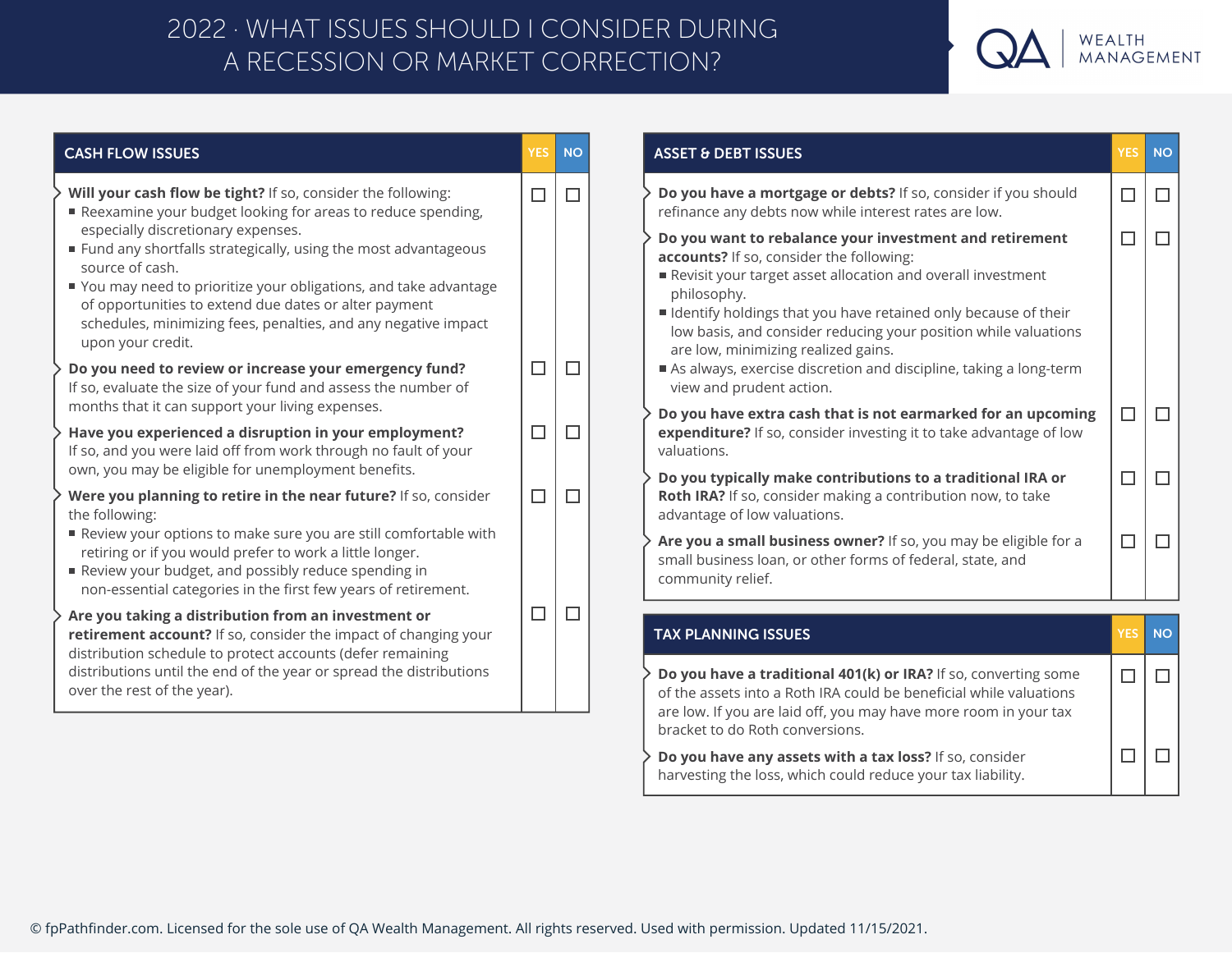# 2022 · WHAT ISSUES SHOULD I CONSIDER DURING A RECESSION OR MARKET CORRECTION?

QA WEALTH MANAGEMENT

## CASH FLOW ISSUES

| CASH FLOW ISSUES | YES | NO |
|---|---|---|
| **Will your cash flow be tight?** If so, consider the following:<br>▪ Reexamine your budget looking for areas to reduce spending, especially discretionary expenses.<br>▪ Fund any shortfalls strategically, using the most advantageous source of cash.<br>▪ You may need to prioritize your obligations, and take advantage of opportunities to extend due dates or alter payment schedules, minimizing fees, penalties, and any negative impact upon your credit. | ☐ | ☐ |
| **Do you need to review or increase your emergency fund?** If so, evaluate the size of your fund and assess the number of months that it can support your living expenses. | ☐ | ☐ |
| **Have you experienced a disruption in your employment?** If so, and you were laid off from work through no fault of your own, you may be eligible for unemployment benefits. | ☐ | ☐ |
| **Were you planning to retire in the near future?** If so, consider the following:<br>▪ Review your options to make sure you are still comfortable with retiring or if you would prefer to work a little longer.<br>▪ Review your budget, and possibly reduce spending in non-essential categories in the first few years of retirement. | ☐ | ☐ |
| **Are you taking a distribution from an investment or retirement account?** If so, consider the impact of changing your distribution schedule to protect accounts (defer remaining distributions until the end of the year or spread the distributions over the rest of the year). | ☐ | ☐ |

## ASSET & DEBT ISSUES

| ASSET & DEBT ISSUES | YES | NO |
|---|---|---|
| **Do you have a mortgage or debts?** If so, consider if you should refinance any debts now while interest rates are low. | ☐ | ☐ |
| **Do you want to rebalance your investment and retirement accounts?** If so, consider the following:<br>▪ Revisit your target asset allocation and overall investment philosophy.<br>▪ Identify holdings that you have retained only because of their low basis, and consider reducing your position while valuations are low, minimizing realized gains.<br>▪ As always, exercise discretion and discipline, taking a long-term view and prudent action. | ☐ | ☐ |
| **Do you have extra cash that is not earmarked for an upcoming expenditure?** If so, consider investing it to take advantage of low valuations. | ☐ | ☐ |
| **Do you typically make contributions to a traditional IRA or Roth IRA?** If so, consider making a contribution now, to take advantage of low valuations. | ☐ | ☐ |
| **Are you a small business owner?** If so, you may be eligible for a small business loan, or other forms of federal, state, and community relief. | ☐ | ☐ |

## TAX PLANNING ISSUES

| TAX PLANNING ISSUES | YES | NO |
|---|---|---|
| **Do you have a traditional 401(k) or IRA?** If so, converting some of the assets into a Roth IRA could be beneficial while valuations are low. If you are laid off, you may have more room in your tax bracket to do Roth conversions. | ☐ | ☐ |
| **Do you have any assets with a tax loss?** If so, consider harvesting the loss, which could reduce your tax liability. | ☐ | ☐ |

© fpPathfinder.com. Licensed for the sole use of QA Wealth Management. All rights reserved. Used with permission. Updated 11/15/2021.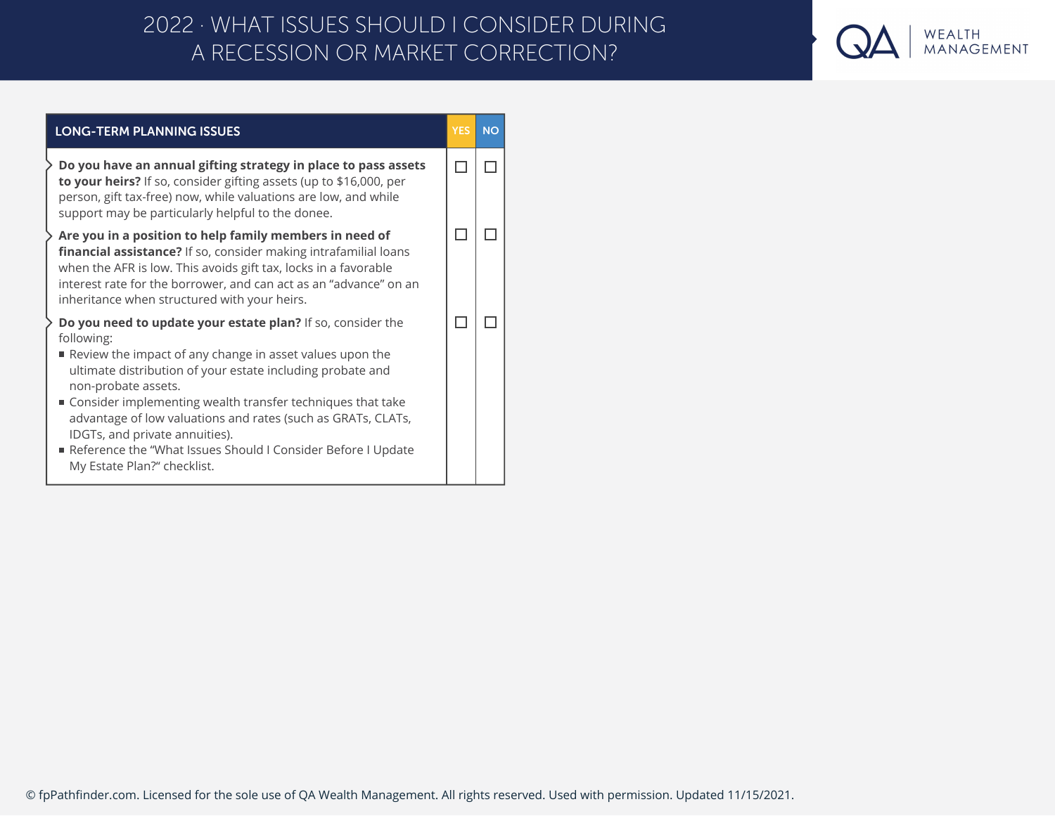# 2022 · WHAT ISSUES SHOULD I CONSIDER DURING A RECESSION OR MARKET CORRECTION?

| LONG-TERM PLANNING ISSUES | YES | NO |
|---|---|---|
| **Do you have an annual gifting strategy in place to pass assets to your heirs?** If so, consider gifting assets (up to $16,000, per person, gift tax-free) now, while valuations are low, and while support may be particularly helpful to the donee. | ☐ | ☐ |
| **Are you in a position to help family members in need of financial assistance?** If so, consider making intrafamilial loans when the AFR is low. This avoids gift tax, locks in a favorable interest rate for the borrower, and can act as an "advance" on an inheritance when structured with your heirs. | ☐ | ☐ |
| **Do you need to update your estate plan?** If so, consider the following:<br>▪ Review the impact of any change in asset values upon the ultimate distribution of your estate including probate and non-probate assets.<br>▪ Consider implementing wealth transfer techniques that take advantage of low valuations and rates (such as GRATs, CLATs, IDGTs, and private annuities).<br>▪ Reference the "What Issues Should I Consider Before I Update My Estate Plan?" checklist. | ☐ | ☐ |

© fpPathfinder.com. Licensed for the sole use of QA Wealth Management. All rights reserved. Used with permission. Updated 11/15/2021.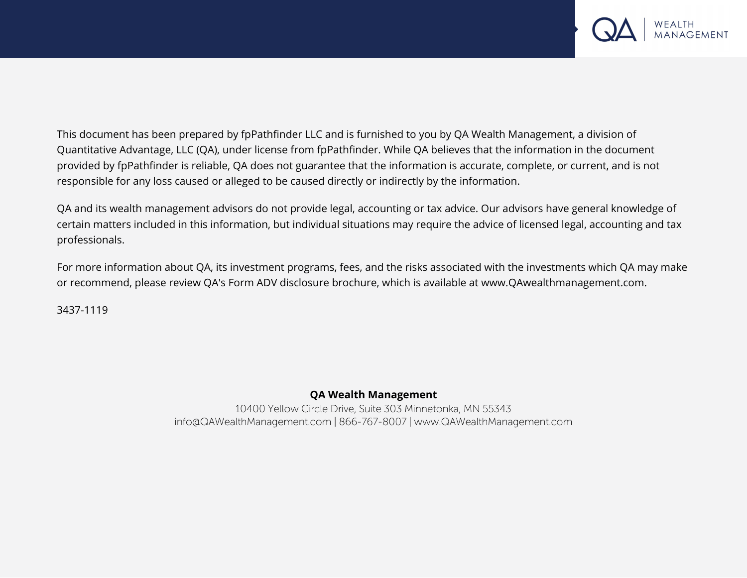This document has been prepared by fpPathfinder LLC and is furnished to you by QA Wealth Management, a division of Quantitative Advantage, LLC (QA), under license from fpPathfinder. While QA believes that the information in the document provided by fpPathfinder is reliable, QA does not guarantee that the information is accurate, complete, or current, and is not responsible for any loss caused or alleged to be caused directly or indirectly by the information.

QA and its wealth management advisors do not provide legal, accounting or tax advice. Our advisors have general knowledge of certain matters included in this information, but individual situations may require the advice of licensed legal, accounting and tax professionals.

For more information about QA, its investment programs, fees, and the risks associated with the investments which QA may make or recommend, please review QA's Form ADV disclosure brochure, which is available at www.QAwealthmanagement.com.

3437-1119

**QA Wealth Management**

10400 Yellow Circle Drive, Suite 303 Minnetonka, MN 55343

info@QAWealthManagement.com | 866-767-8007 | www.QAWealthManagement.com